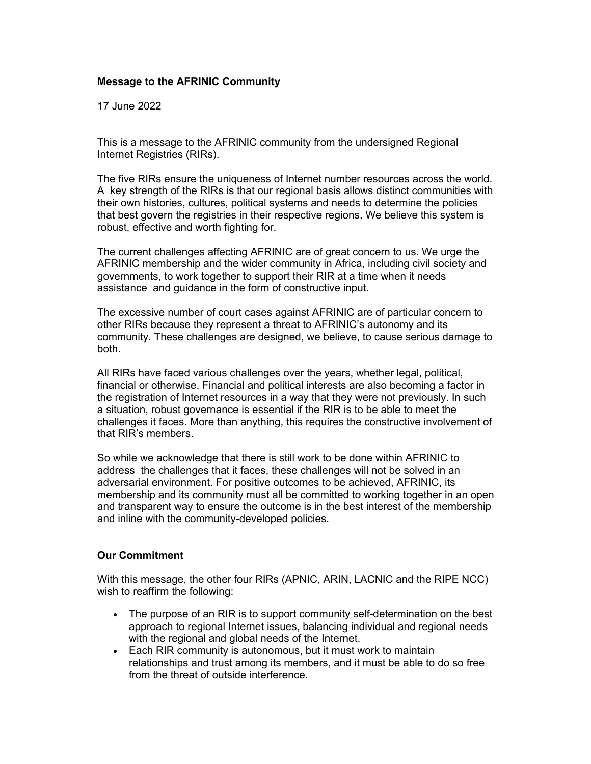**Message to the AFRINIC Community**

17 June 2022

This is a message to the AFRINIC community from the undersigned Regional Internet Registries (RIRs).

The five RIRs ensure the uniqueness of Internet number resources across the world. A key strength of the RIRs is that our regional basis allows distinct communities with their own histories, cultures, political systems and needs to determine the policies that best govern the registries in their respective regions. We believe this system is robust, effective and worth fighting for.

The current challenges affecting AFRINIC are of great concern to us. We urge the AFRINIC membership and the wider community in Africa, including civil society and governments, to work together to support their RIR at a time when it needs assistance and guidance in the form of constructive input.

The excessive number of court cases against AFRINIC are of particular concern to other RIRs because they represent a threat to AFRINIC's autonomy and its community. These challenges are designed, we believe, to cause serious damage to both.

All RIRs have faced various challenges over the years, whether legal, political, financial or otherwise. Financial and political interests are also becoming a factor in the registration of Internet resources in a way that they were not previously. In such a situation, robust governance is essential if the RIR is to be able to meet the challenges it faces. More than anything, this requires the constructive involvement of that RIR's members.

So while we acknowledge that there is still work to be done within AFRINIC to address the challenges that it faces, these challenges will not be solved in an adversarial environment. For positive outcomes to be achieved, AFRINIC, its membership and its community must all be committed to working together in an open and transparent way to ensure the outcome is in the best interest of the membership and inline with the community-developed policies.

**Our Commitment**

With this message, the other four RIRs (APNIC, ARIN, LACNIC and the RIPE NCC) wish to reaffirm the following:

- The purpose of an RIR is to support community self-determination on the best approach to regional Internet issues, balancing individual and regional needs with the regional and global needs of the Internet.
- Each RIR community is autonomous, but it must work to maintain relationships and trust among its members, and it must be able to do so free from the threat of outside interference.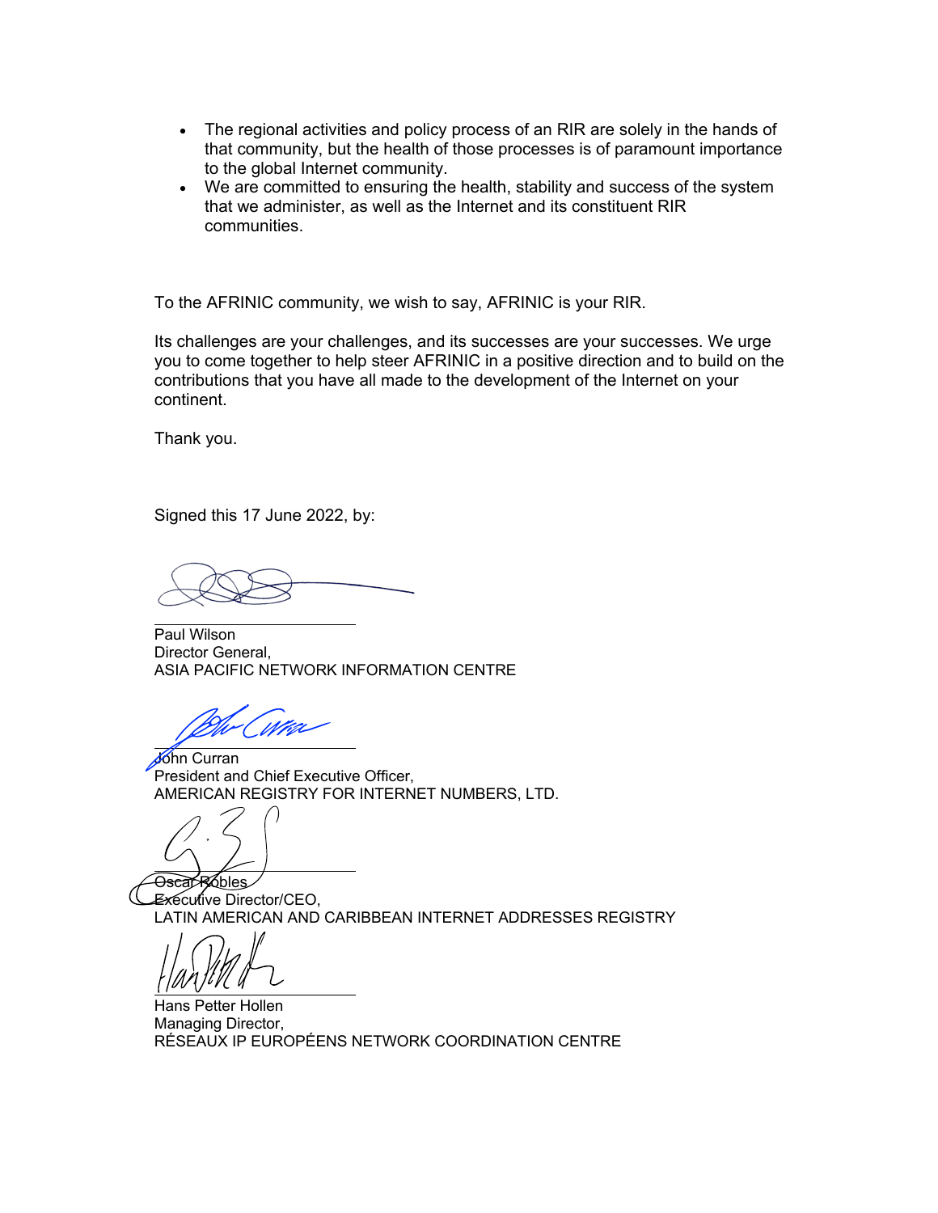- The regional activities and policy process of an RIR are solely in the hands of that community, but the health of those processes is of paramount importance to the global Internet community.
- We are committed to ensuring the health, stability and success of the system that we administer, as well as the Internet and its constituent RIR communities.

To the AFRINIC community, we wish to say, AFRINIC is your RIR.

Its challenges are your challenges, and its successes are your successes. We urge you to come together to help steer AFRINIC in a positive direction and to build on the contributions that you have all made to the development of the Internet on your continent.

Thank you.

Signed this 17 June 2022, by:

Paul Wilson
Director General,
ASIA PACIFIC NETWORK INFORMATION CENTRE

John Curran
President and Chief Executive Officer,
AMERICAN REGISTRY FOR INTERNET NUMBERS, LTD.

Oscar Robles
Executive Director/CEO,
LATIN AMERICAN AND CARIBBEAN INTERNET ADDRESSES REGISTRY

Hans Petter Hollen
Managing Director,
RÉSEAUX IP EUROPÉENS NETWORK COORDINATION CENTRE